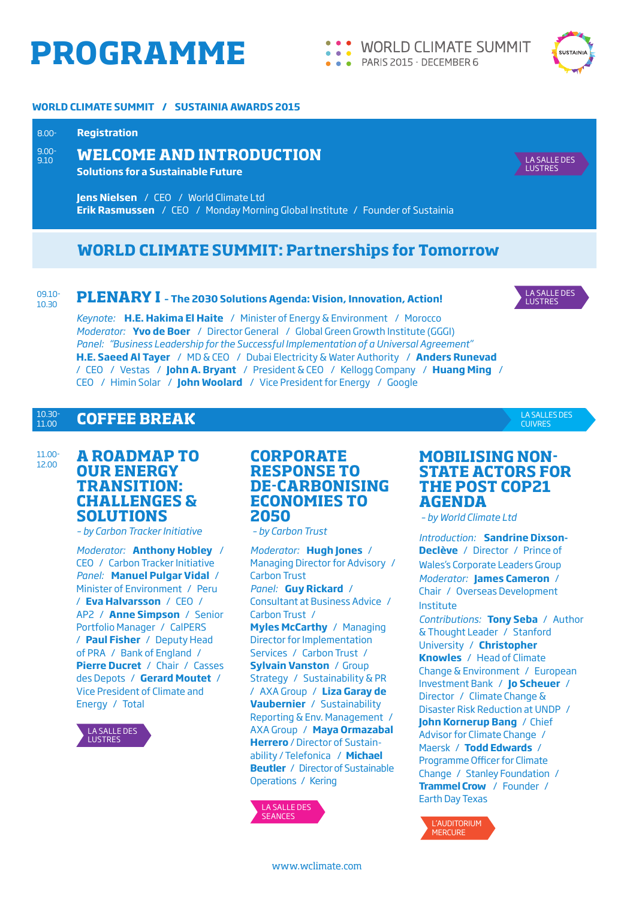# PROGRAMME

WORLD CLIMATE SUMMIT
PARIS 2015 - DECEMBER 6

SUSTAINIA

**WORLD CLIMATE SUMMIT / SUSTAINIA AWARDS 2015**

8.00- **Registration**

9.00-9.10

## WELCOME AND INTRODUCTION

**Solutions for a Sustainable Future**

LA SALLE DES LUSTRES

**Jens Nielsen** / CEO / World Climate Ltd
**Erik Rasmussen** / CEO / Monday Morning Global Institute / Founder of Sustainia

## WORLD CLIMATE SUMMIT: Partnerships for Tomorrow

09.10-10.30

### PLENARY I – The 2030 Solutions Agenda: Vision, Innovation, Action!

LA SALLE DES LUSTRES

*Keynote:* **H.E. Hakima El Haite** / Minister of Energy & Environment / Morocco
*Moderator:* **Yvo de Boer** / Director General / Global Green Growth Institute (GGGI)
*Panel: "Business Leadership for the Successful Implementation of a Universal Agreement"*
**H.E. Saeed Al Tayer** / MD & CEO / Dubai Electricity & Water Authority / **Anders Runevad** / CEO / Vestas / **John A. Bryant** / President & CEO / Kellogg Company / **Huang Ming** / CEO / Himin Solar / **John Woolard** / Vice President for Energy / Google

10.30-11.00

## COFFEE BREAK

LA SALLES DES CUIVRES

11.00-12.00

### A ROADMAP TO OUR ENERGY TRANSITION: CHALLENGES & SOLUTIONS

*- by Carbon Tracker Initiative*

*Moderator:* **Anthony Hobley** / CEO / Carbon Tracker Initiative
*Panel:* **Manuel Pulgar Vidal** / Minister of Environment / Peru / **Eva Halvarsson** / CEO / AP2 / **Anne Simpson** / Senior Portfolio Manager / CalPERS / **Paul Fisher** / Deputy Head of PRA / Bank of England / **Pierre Ducret** / Chair / Casses des Depots / **Gerard Moutet** / Vice President of Climate and Energy / Total

LA SALLE DES LUSTRES

### CORPORATE RESPONSE TO DE-CARBONISING ECONOMIES TO 2050

*- by Carbon Trust*

*Moderator:* **Hugh Jones** / Managing Director for Advisory / Carbon Trust
*Panel:* **Guy Rickard** / Consultant at Business Advice / Carbon Trust / **Myles McCarthy** / Managing Director for Implementation Services / Carbon Trust / **Sylvain Vanston** / Group Strategy / Sustainability & PR / AXA Group / **Liza Garay de Vaubernier** / Sustainability Reporting & Env. Management / AXA Group / **Maya Ormazabal Herrero** / Director of Sustainability / Telefonica / **Michael Beutler** / Director of Sustainable Operations / Kering

LA SALLE DES SEANCES

### MOBILISING NON-STATE ACTORS FOR THE POST COP21 AGENDA

*- by World Climate Ltd*

*Introduction:* **Sandrine Dixson-Declève** / Director / Prince of Wales's Corporate Leaders Group
*Moderator:* **James Cameron** / Chair / Overseas Development Institute
*Contributions:* **Tony Seba** / Author & Thought Leader / Stanford University / **Christopher Knowles** / Head of Climate Change & Environment / European Investment Bank / **Jo Scheuer** / Director / Climate Change & Disaster Risk Reduction at UNDP / **John Kornerup Bang** / Chief Advisor for Climate Change / Maersk / **Todd Edwards** / Programme Officer for Climate Change / Stanley Foundation / **Trammel Crow** / Founder / Earth Day Texas

L'AUDITORIUM MERCURE

www.wclimate.com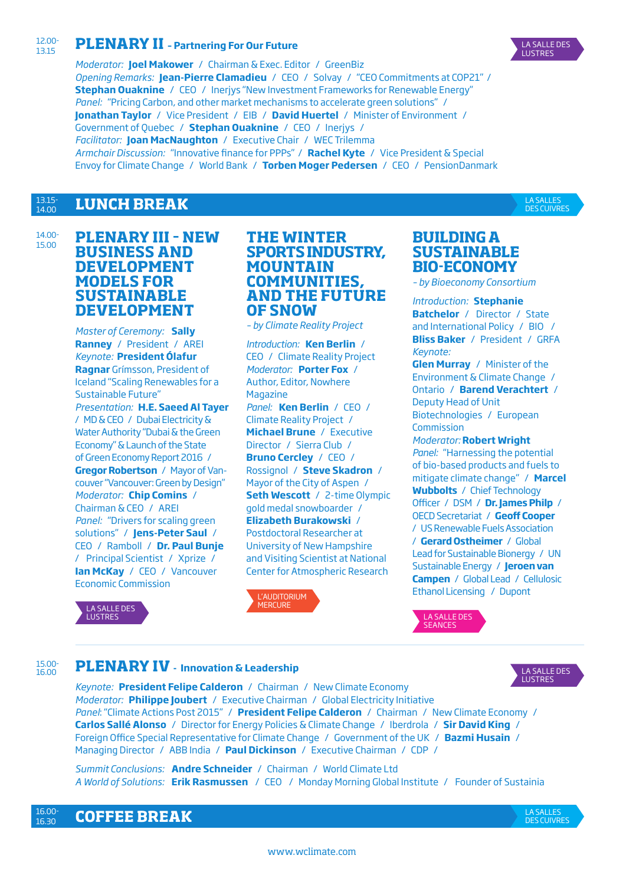12.00-13.15

## PLENARY II - Partnering For Our Future

LA SALLE DES LUSTRES

*Moderator:* **Joel Makower** / Chairman & Exec. Editor / GreenBiz
*Opening Remarks:* **Jean-Pierre Clamadieu** / CEO / Solvay / "CEO Commitments at COP21" / **Stephan Ouaknine** / CEO / Inerjys "New Investment Frameworks for Renewable Energy"
*Panel:* "Pricing Carbon, and other market mechanisms to accelerate green solutions" / **Jonathan Taylor** / Vice President / EIB / **David Huertel** / Minister of Environment / Government of Quebec / **Stephan Ouaknine** / CEO / Inerjys /
*Facilitator:* **Joan MacNaughton** / Executive Chair / WEC Trilemma
*Armchair Discussion:* "Innovative finance for PPPs" / **Rachel Kyte** / Vice President & Special Envoy for Climate Change / World Bank / **Torben Moger Pedersen** / CEO / PensionDanmark

13.15-14.00

## LUNCH BREAK

LA SALLES DES CUIVRES

14.00-15.00

## PLENARY III - NEW BUSINESS AND DEVELOPMENT MODELS FOR SUSTAINABLE DEVELOPMENT

*Master of Ceremony:* **Sally Ranney** / President / AREI
*Keynote:* **President Ólafur Ragnar** Grímsson, President of Iceland "Scaling Renewables for a Sustainable Future"
*Presentation:* **H.E. Saeed Al Tayer** / MD & CEO / Dubai Electricity & Water Authority "Dubai & the Green Economy" & Launch of the State of Green Economy Report 2016 / **Gregor Robertson** / Mayor of Vancouver "Vancouver: Green by Design"
*Moderator:* **Chip Comins** / Chairman & CEO / AREI
*Panel:* "Drivers for scaling green solutions" / **Jens-Peter Saul** / CEO / Ramboll / **Dr. Paul Bunje** / Principal Scientist / Xprize / **Ian McKay** / CEO / Vancouver Economic Commission

LA SALLE DES LUSTRES

## THE WINTER SPORTS INDUSTRY, MOUNTAIN COMMUNITIES, AND THE FUTURE OF SNOW

*- by Climate Reality Project*

*Introduction:* **Ken Berlin** / CEO / Climate Reality Project
*Moderator:* **Porter Fox** / Author, Editor, Nowhere Magazine
*Panel:* **Ken Berlin** / CEO / Climate Reality Project / **Michael Brune** / Executive Director / Sierra Club / **Bruno Cercley** / CEO / Rossignol / **Steve Skadron** / Mayor of the City of Aspen / **Seth Wescott** / 2-time Olympic gold medal snowboarder / **Elizabeth Burakowski** / Postdoctoral Researcher at University of New Hampshire and Visiting Scientist at National Center for Atmospheric Research

L'AUDITORIUM MERCURE

## BUILDING A SUSTAINABLE BIO-ECONOMY

*- by Bioeconomy Consortium*

*Introduction:* **Stephanie Batchelor** / Director / State and International Policy / BIO / **Bliss Baker** / President / GRFA
*Keynote:* **Glen Murray** / Minister of the Environment & Climate Change / Ontario / **Barend Verachtert** / Deputy Head of Unit Biotechnologies / European Commission
*Moderator:* **Robert Wright**
*Panel:* "Harnessing the potential of bio-based products and fuels to mitigate climate change" / **Marcel Wubbolts** / Chief Technology Officer / DSM / **Dr. James Philp** / OECD Secretariat / **Geoff Cooper** / US Renewable Fuels Association / **Gerard Ostheimer** / Global Lead for Sustainable Bionergy / UN Sustainable Energy / **Jeroen van Campen** / Global Lead / Cellulosic Ethanol Licensing / Dupont

LA SALLE DES SEANCES

15.00-16.00

## PLENARY IV - Innovation & Leadership

LA SALLE DES LUSTRES

*Keynote:* **President Felipe Calderon** / Chairman / New Climate Economy
*Moderator:* **Philippe Joubert** / Executive Chairman / Global Electricity Initiative
*Panel:* "Climate Actions Post 2015" / **President Felipe Calderon** / Chairman / New Climate Economy / **Carlos Sallé Alonso** / Director for Energy Policies & Climate Change / Iberdrola / **Sir David King** / Foreign Office Special Representative for Climate Change / Government of the UK / **Bazmi Husain** / Managing Director / ABB India / **Paul Dickinson** / Executive Chairman / CDP /

*Summit Conclusions:* **Andre Schneider** / Chairman / World Climate Ltd
*A World of Solutions:* **Erik Rasmussen** / CEO / Monday Morning Global Institute / Founder of Sustainia

16.00-16.30

## COFFEE BREAK

LA SALLES DES CUIVRES

www.wclimate.com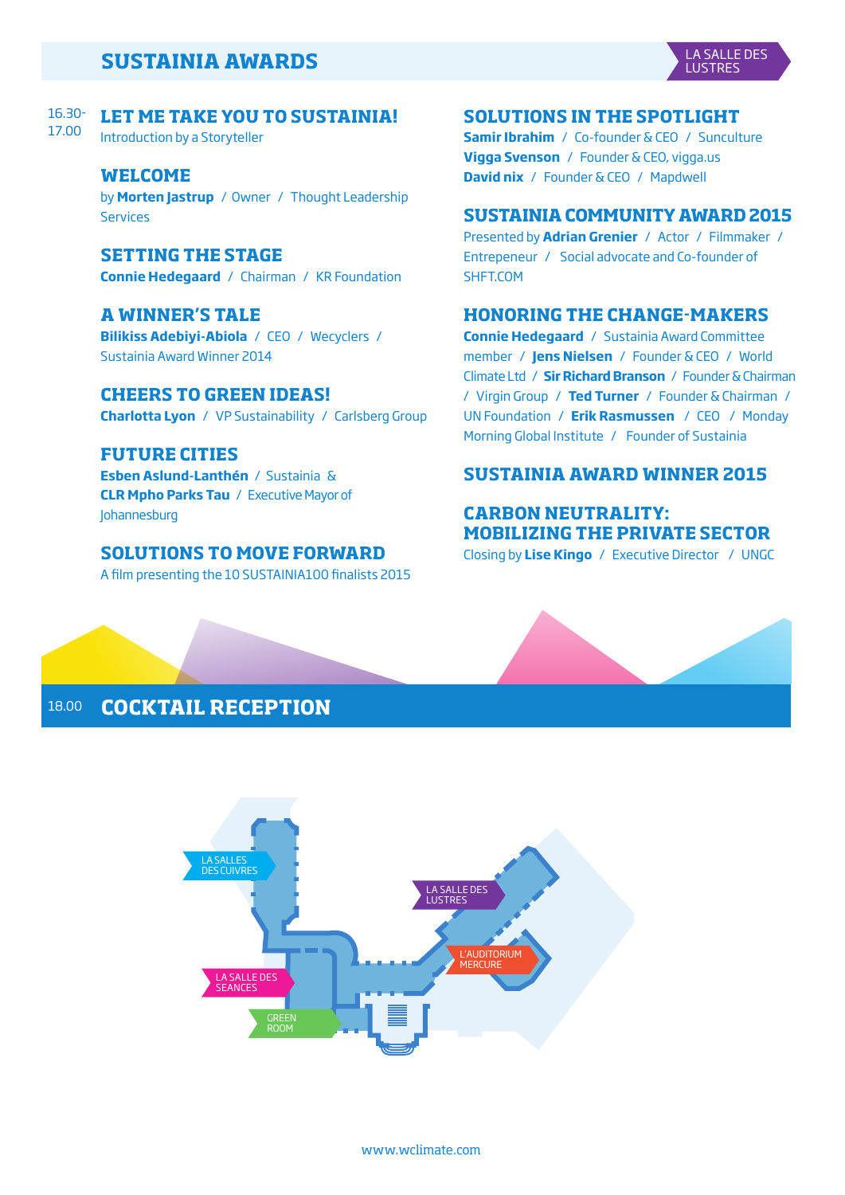## SUSTAINIA AWARDS

LA SALLE DES LUSTRES

16.30-17.00

### LET ME TAKE YOU TO SUSTAINIA!

Introduction by a Storyteller

### WELCOME

by **Morten Jastrup** / Owner / Thought Leadership Services

### SETTING THE STAGE

**Connie Hedegaard** / Chairman / KR Foundation

### A WINNER'S TALE

**Bilikiss Adebiyi-Abiola** / CEO / Wecyclers / Sustainia Award Winner 2014

### CHEERS TO GREEN IDEAS!

**Charlotta Lyon** / VP Sustainability / Carlsberg Group

### FUTURE CITIES

**Esben Aslund-Lanthén** / Sustainia & **CLR Mpho Parks Tau** / Executive Mayor of Johannesburg

### SOLUTIONS TO MOVE FORWARD

A film presenting the 10 SUSTAINIA100 finalists 2015

### SOLUTIONS IN THE SPOTLIGHT

**Samir Ibrahim** / Co-founder & CEO / Sunculture
**Vigga Svenson** / Founder & CEO, vigga.us
**David nix** / Founder & CEO / Mapdwell

### SUSTAINIA COMMUNITY AWARD 2015

Presented by **Adrian Grenier** / Actor / Filmmaker / Entrepeneur / Social advocate and Co-founder of SHFT.COM

### HONORING THE CHANGE-MAKERS

**Connie Hedegaard** / Sustainia Award Committee member / **Jens Nielsen** / Founder & CEO / World Climate Ltd / **Sir Richard Branson** / Founder & Chairman / Virgin Group / **Ted Turner** / Founder & Chairman / UN Foundation / **Erik Rasmussen** / CEO / Monday Morning Global Institute / Founder of Sustainia

### SUSTAINIA AWARD WINNER 2015

### CARBON NEUTRALITY: MOBILIZING THE PRIVATE SECTOR

Closing by **Lise Kingo** / Executive Director / UNGC

18.00

## COCKTAIL RECEPTION

LA SALLES DES CUIVRES

LA SALLE DES LUSTRES

L'AUDITORIUM MERCURE

LA SALLE DES SEANCES

GREEN ROOM

www.wclimate.com